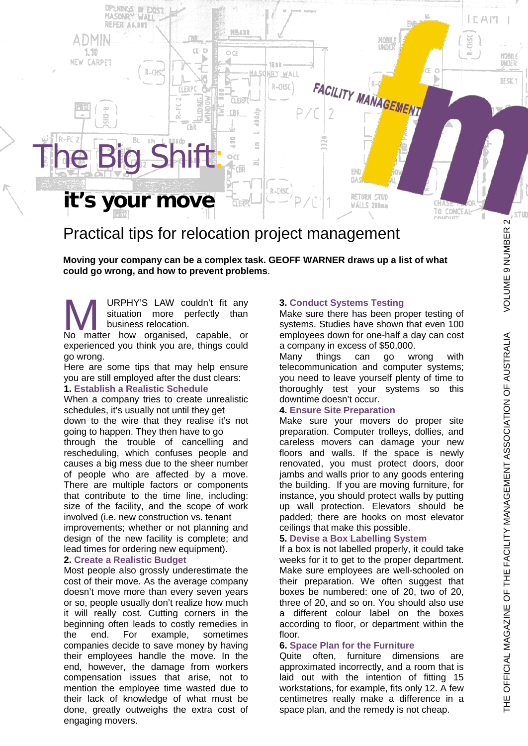# The Big Shift: it's your move

## Practical tips for relocation project management

**Moving your company can be a complex task. GEOFF WARNER draws up a list of what could go wrong, and how to prevent problems.**

MURPHY'S LAW couldn't fit any situation more perfectly than business relocation. No matter how organised, capable, or experienced you think you are, things could go wrong.

Here are some tips that may help ensure you are still employed after the dust clears:

**1. Establish a Realistic Schedule**

When a company tries to create unrealistic schedules, it's usually not until they get down to the wire that they realise it's not going to happen. They then have to go through the trouble of cancelling and rescheduling, which confuses people and causes a big mess due to the sheer number of people who are affected by a move. There are multiple factors or components that contribute to the time line, including: size of the facility, and the scope of work involved (i.e. new construction vs. tenant improvements; whether or not planning and design of the new facility is complete; and lead times for ordering new equipment).

**2. Create a Realistic Budget**

Most people also grossly underestimate the cost of their move. As the average company doesn't move more than every seven years or so, people usually don't realize how much it will really cost. Cutting corners in the beginning often leads to costly remedies in the end. For example, sometimes companies decide to save money by having their employees handle the move. In the end, however, the damage from workers compensation issues that arise, not to mention the employee time wasted due to their lack of knowledge of what must be done, greatly outweighs the extra cost of engaging movers.

**3. Conduct Systems Testing**

Make sure there has been proper testing of systems. Studies have shown that even 100 employees down for one-half a day can cost a company in excess of $50,000.

Many things can go wrong with telecommunication and computer systems; you need to leave yourself plenty of time to thoroughly test your systems so this downtime doesn't occur.

**4. Ensure Site Preparation**

Make sure your movers do proper site preparation. Computer trolleys, dollies, and careless movers can damage your new floors and walls. If the space is newly renovated, you must protect doors, door jambs and walls prior to any goods entering the building. If you are moving furniture, for instance, you should protect walls by putting up wall protection. Elevators should be padded; there are hooks on most elevator ceilings that make this possible.

**5. Devise a Box Labelling System**

If a box is not labelled properly, it could take weeks for it to get to the proper department. Make sure employees are well-schooled on their preparation. We often suggest that boxes be numbered: one of 20, two of 20, three of 20, and so on. You should also use a different colour label on the boxes according to floor, or department within the floor.

**6. Space Plan for the Furniture**

Quite often, furniture dimensions are approximated incorrectly, and a room that is laid out with the intention of fitting 15 workstations, for example, fits only 12. A few centimetres really make a difference in a space plan, and the remedy is not cheap.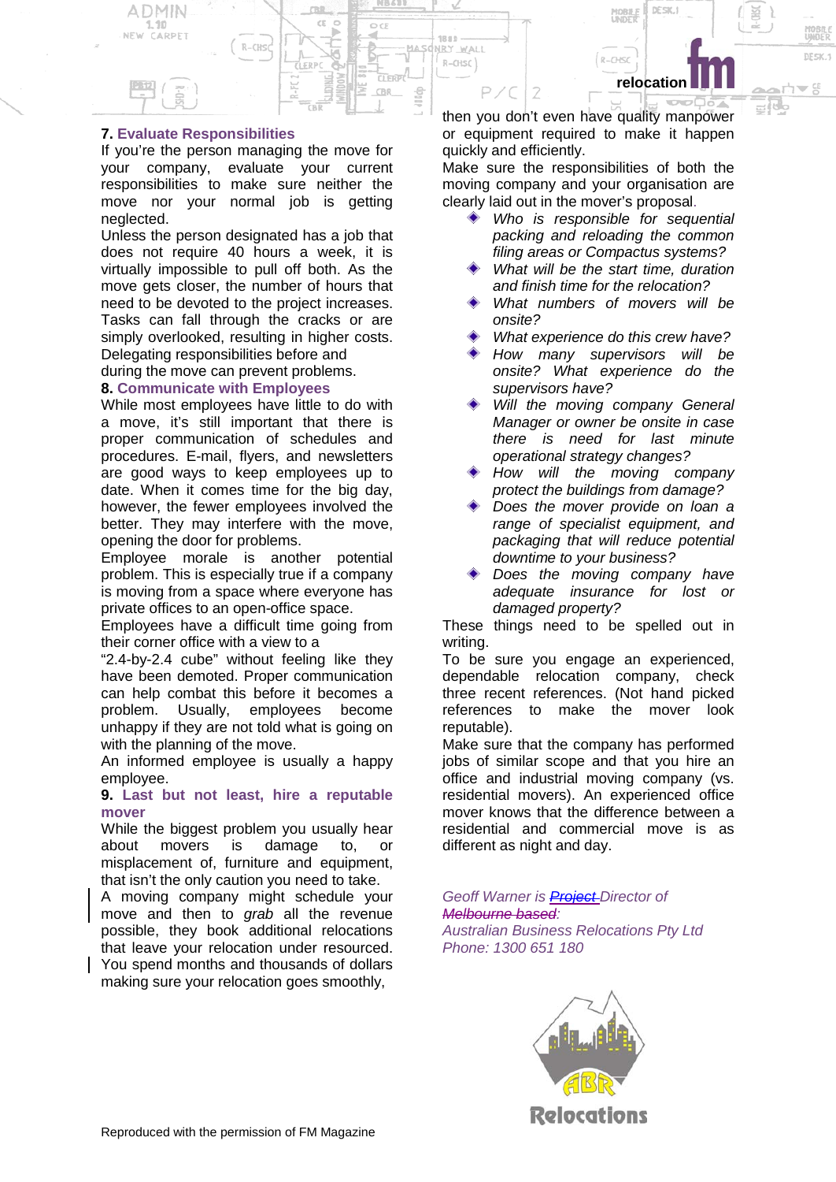**7. Evaluate Responsibilities**

If you're the person managing the move for your company, evaluate your current responsibilities to make sure neither the move nor your normal job is getting neglected.

Unless the person designated has a job that does not require 40 hours a week, it is virtually impossible to pull off both. As the move gets closer, the number of hours that need to be devoted to the project increases. Tasks can fall through the cracks or are simply overlooked, resulting in higher costs. Delegating responsibilities before and during the move can prevent problems.

**8. Communicate with Employees**

While most employees have little to do with a move, it's still important that there is proper communication of schedules and procedures. E-mail, flyers, and newsletters are good ways to keep employees up to date. When it comes time for the big day, however, the fewer employees involved the better. They may interfere with the move, opening the door for problems.

Employee morale is another potential problem. This is especially true if a company is moving from a space where everyone has private offices to an open-office space.

Employees have a difficult time going from their corner office with a view to a "2.4-by-2.4 cube" without feeling like they have been demoted. Proper communication can help combat this before it becomes a problem. Usually, employees become unhappy if they are not told what is going on with the planning of the move.

An informed employee is usually a happy employee.

**9. Last but not least, hire a reputable mover**

While the biggest problem you usually hear about movers is damage to, or misplacement of, furniture and equipment, that isn't the only caution you need to take.

A moving company might schedule your move and then to *grab* all the revenue possible, they book additional relocations that leave your relocation under resourced. You spend months and thousands of dollars making sure your relocation goes smoothly, then you don't even have quality manpower or equipment required to make it happen quickly and efficiently.

Make sure the responsibilities of both the moving company and your organisation are clearly laid out in the mover's proposal.

- *Who is responsible for sequential packing and reloading the common filing areas or Compactus systems?*
- *What will be the start time, duration and finish time for the relocation?*
- *What numbers of movers will be onsite?*
- *What experience do this crew have?*
- *How many supervisors will be onsite? What experience do the supervisors have?*
- *Will the moving company General Manager or owner be onsite in case there is need for last minute operational strategy changes?*
- *How will the moving company protect the buildings from damage?*
- *Does the mover provide on loan a range of specialist equipment, and packaging that will reduce potential downtime to your business?*
- *Does the moving company have adequate insurance for lost or damaged property?*

These things need to be spelled out in writing.

To be sure you engage an experienced, dependable relocation company, check three recent references. (Not hand picked references to make the mover look reputable).

Make sure that the company has performed jobs of similar scope and that you hire an office and industrial moving company (vs. residential movers). An experienced office mover knows that the difference between a residential and commercial move is as different as night and day.

*Geoff Warner is ~~Project~~ Director of ~~Melbourne based~~:*
*Australian Business Relocations Pty Ltd*
*Phone: 1300 651 180*

Reproduced with the permission of FM Magazine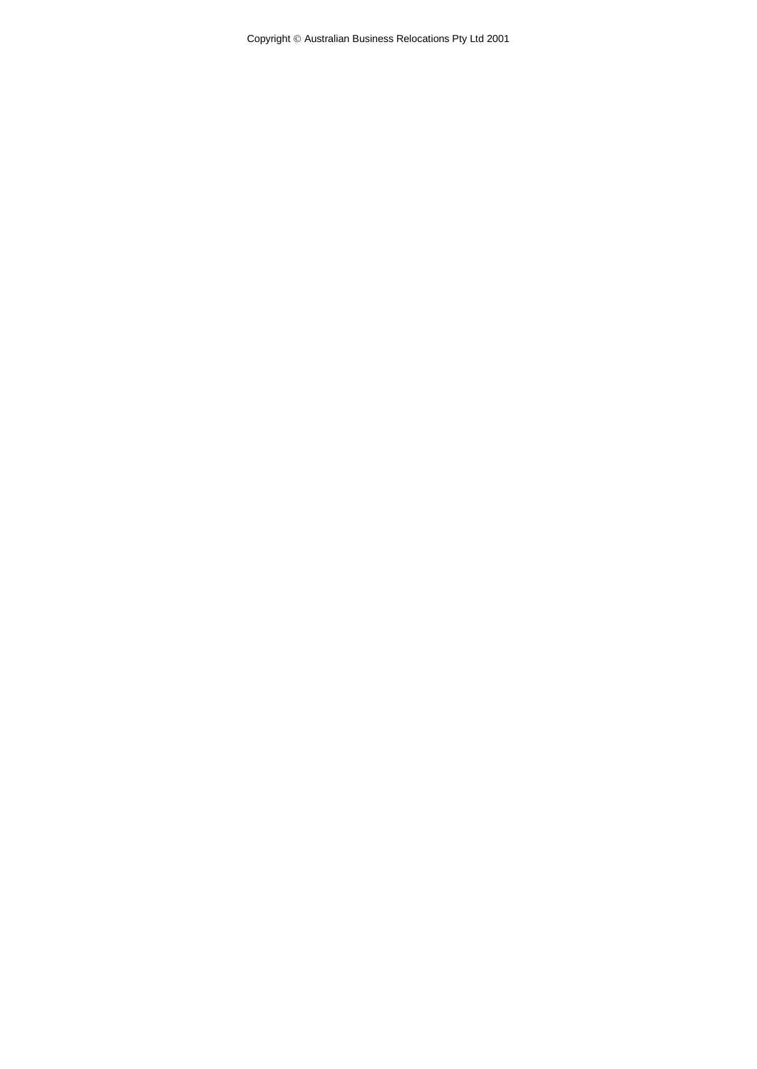Copyright © Australian Business Relocations Pty Ltd 2001